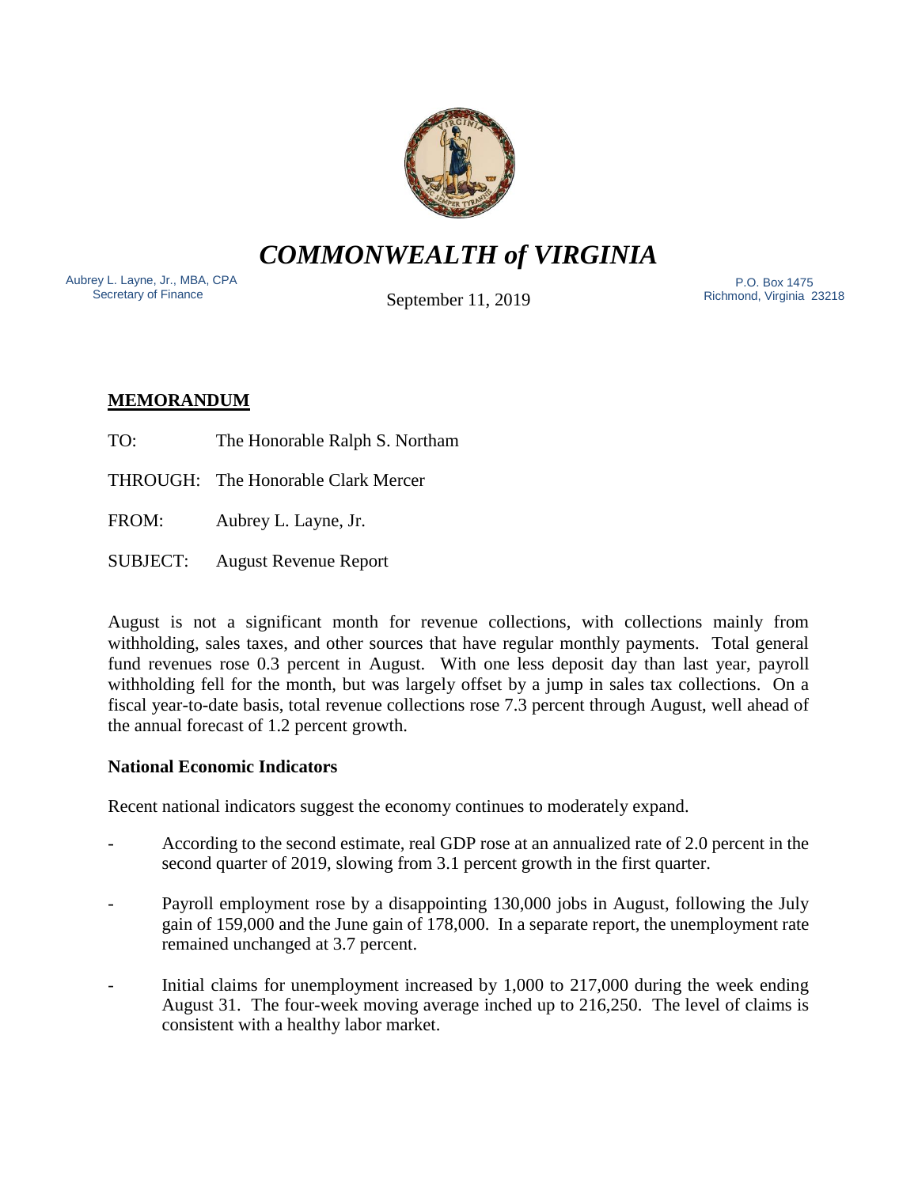# *COMMONWEALTH of VIRGINIA*

Aubrey L. Layne, Jr., MBA, CPA
Secretary of Finance

September 11, 2019

P.O. Box 1475
Richmond, Virginia 23218

## **MEMORANDUM**

TO: The Honorable Ralph S. Northam

THROUGH: The Honorable Clark Mercer

FROM: Aubrey L. Layne, Jr.

SUBJECT: August Revenue Report

August is not a significant month for revenue collections, with collections mainly from withholding, sales taxes, and other sources that have regular monthly payments. Total general fund revenues rose 0.3 percent in August. With one less deposit day than last year, payroll withholding fell for the month, but was largely offset by a jump in sales tax collections. On a fiscal year-to-date basis, total revenue collections rose 7.3 percent through August, well ahead of the annual forecast of 1.2 percent growth.

### **National Economic Indicators**

Recent national indicators suggest the economy continues to moderately expand.

- According to the second estimate, real GDP rose at an annualized rate of 2.0 percent in the second quarter of 2019, slowing from 3.1 percent growth in the first quarter.
- Payroll employment rose by a disappointing 130,000 jobs in August, following the July gain of 159,000 and the June gain of 178,000. In a separate report, the unemployment rate remained unchanged at 3.7 percent.
- Initial claims for unemployment increased by 1,000 to 217,000 during the week ending August 31. The four-week moving average inched up to 216,250. The level of claims is consistent with a healthy labor market.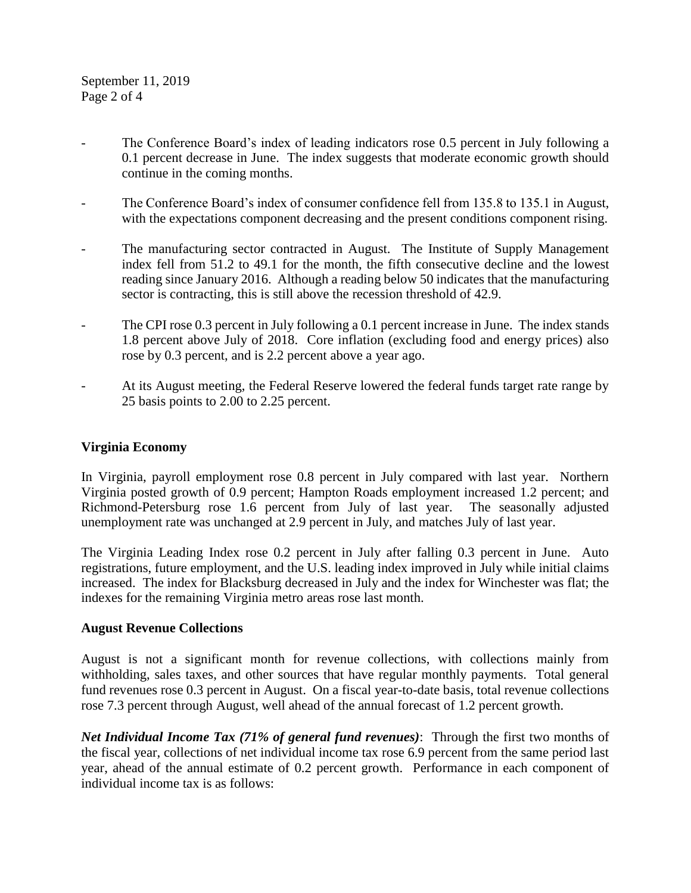- The Conference Board's index of leading indicators rose 0.5 percent in July following a 0.1 percent decrease in June. The index suggests that moderate economic growth should continue in the coming months.

- The Conference Board's index of consumer confidence fell from 135.8 to 135.1 in August, with the expectations component decreasing and the present conditions component rising.

- The manufacturing sector contracted in August. The Institute of Supply Management index fell from 51.2 to 49.1 for the month, the fifth consecutive decline and the lowest reading since January 2016. Although a reading below 50 indicates that the manufacturing sector is contracting, this is still above the recession threshold of 42.9.

- The CPI rose 0.3 percent in July following a 0.1 percent increase in June. The index stands 1.8 percent above July of 2018. Core inflation (excluding food and energy prices) also rose by 0.3 percent, and is 2.2 percent above a year ago.

- At its August meeting, the Federal Reserve lowered the federal funds target rate range by 25 basis points to 2.00 to 2.25 percent.

**Virginia Economy**

In Virginia, payroll employment rose 0.8 percent in July compared with last year. Northern Virginia posted growth of 0.9 percent; Hampton Roads employment increased 1.2 percent; and Richmond-Petersburg rose 1.6 percent from July of last year. The seasonally adjusted unemployment rate was unchanged at 2.9 percent in July, and matches July of last year.

The Virginia Leading Index rose 0.2 percent in July after falling 0.3 percent in June. Auto registrations, future employment, and the U.S. leading index improved in July while initial claims increased. The index for Blacksburg decreased in July and the index for Winchester was flat; the indexes for the remaining Virginia metro areas rose last month.

**August Revenue Collections**

August is not a significant month for revenue collections, with collections mainly from withholding, sales taxes, and other sources that have regular monthly payments. Total general fund revenues rose 0.3 percent in August. On a fiscal year-to-date basis, total revenue collections rose 7.3 percent through August, well ahead of the annual forecast of 1.2 percent growth.

***Net Individual Income Tax (71% of general fund revenues)***: Through the first two months of the fiscal year, collections of net individual income tax rose 6.9 percent from the same period last year, ahead of the annual estimate of 0.2 percent growth. Performance in each component of individual income tax is as follows: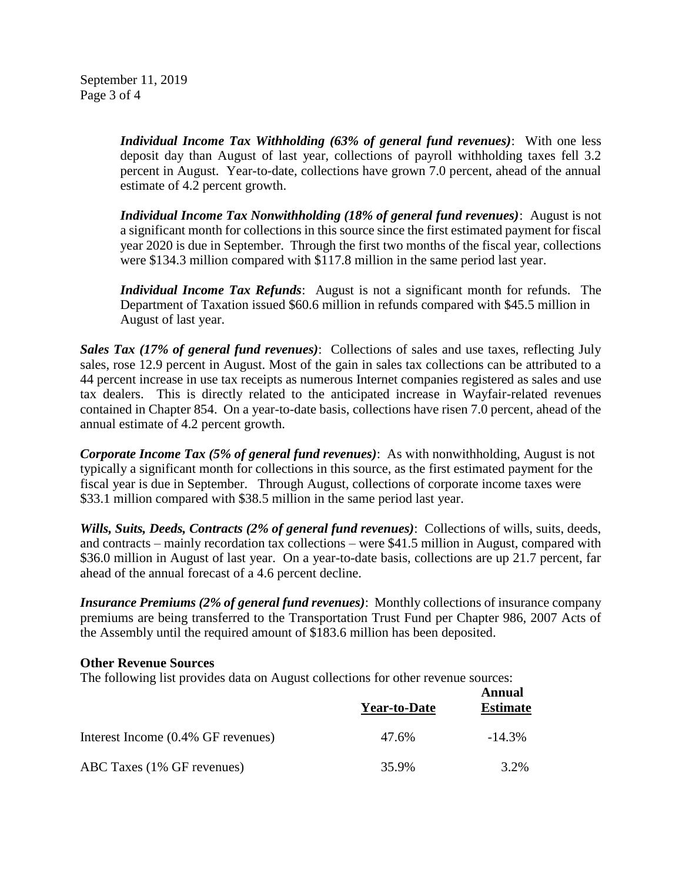***Individual Income Tax Withholding (63% of general fund revenues)***: With one less deposit day than August of last year, collections of payroll withholding taxes fell 3.2 percent in August. Year-to-date, collections have grown 7.0 percent, ahead of the annual estimate of 4.2 percent growth.

***Individual Income Tax Nonwithholding (18% of general fund revenues)***: August is not a significant month for collections in this source since the first estimated payment for fiscal year 2020 is due in September. Through the first two months of the fiscal year, collections were $134.3 million compared with $117.8 million in the same period last year.

***Individual Income Tax Refunds***: August is not a significant month for refunds. The Department of Taxation issued $60.6 million in refunds compared with $45.5 million in August of last year.

***Sales Tax (17% of general fund revenues)***: Collections of sales and use taxes, reflecting July sales, rose 12.9 percent in August. Most of the gain in sales tax collections can be attributed to a 44 percent increase in use tax receipts as numerous Internet companies registered as sales and use tax dealers. This is directly related to the anticipated increase in Wayfair-related revenues contained in Chapter 854. On a year-to-date basis, collections have risen 7.0 percent, ahead of the annual estimate of 4.2 percent growth.

***Corporate Income Tax (5% of general fund revenues)***: As with nonwithholding, August is not typically a significant month for collections in this source, as the first estimated payment for the fiscal year is due in September. Through August, collections of corporate income taxes were $33.1 million compared with $38.5 million in the same period last year.

***Wills, Suits, Deeds, Contracts (2% of general fund revenues)***: Collections of wills, suits, deeds, and contracts – mainly recordation tax collections – were $41.5 million in August, compared with $36.0 million in August of last year. On a year-to-date basis, collections are up 21.7 percent, far ahead of the annual forecast of a 4.6 percent decline.

***Insurance Premiums (2% of general fund revenues)***: Monthly collections of insurance company premiums are being transferred to the Transportation Trust Fund per Chapter 986, 2007 Acts of the Assembly until the required amount of $183.6 million has been deposited.

**Other Revenue Sources**

The following list provides data on August collections for other revenue sources:

| | Year-to-Date | Annual Estimate |
|---|---|---|
| Interest Income (0.4% GF revenues) | 47.6% | -14.3% |
| ABC Taxes (1% GF revenues) | 35.9% | 3.2% |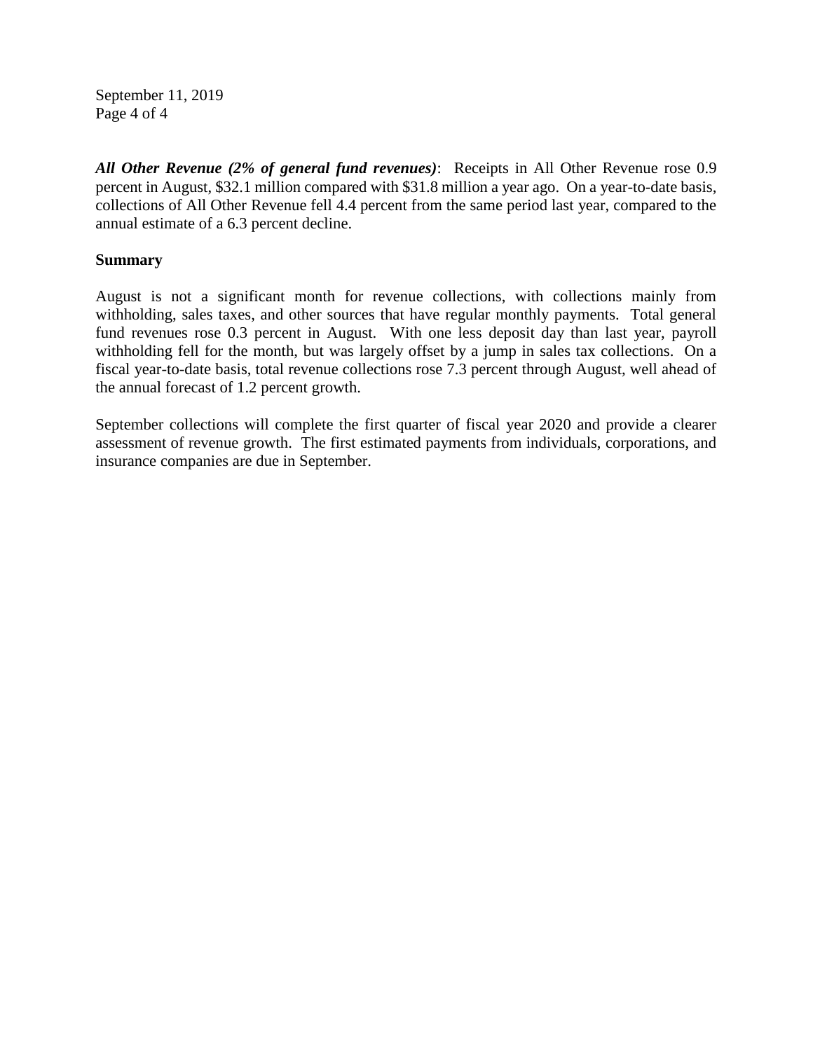***All Other Revenue (2% of general fund revenues)***: Receipts in All Other Revenue rose 0.9 percent in August, $32.1 million compared with $31.8 million a year ago. On a year-to-date basis, collections of All Other Revenue fell 4.4 percent from the same period last year, compared to the annual estimate of a 6.3 percent decline.

**Summary**

August is not a significant month for revenue collections, with collections mainly from withholding, sales taxes, and other sources that have regular monthly payments. Total general fund revenues rose 0.3 percent in August. With one less deposit day than last year, payroll withholding fell for the month, but was largely offset by a jump in sales tax collections. On a fiscal year-to-date basis, total revenue collections rose 7.3 percent through August, well ahead of the annual forecast of 1.2 percent growth.

September collections will complete the first quarter of fiscal year 2020 and provide a clearer assessment of revenue growth. The first estimated payments from individuals, corporations, and insurance companies are due in September.